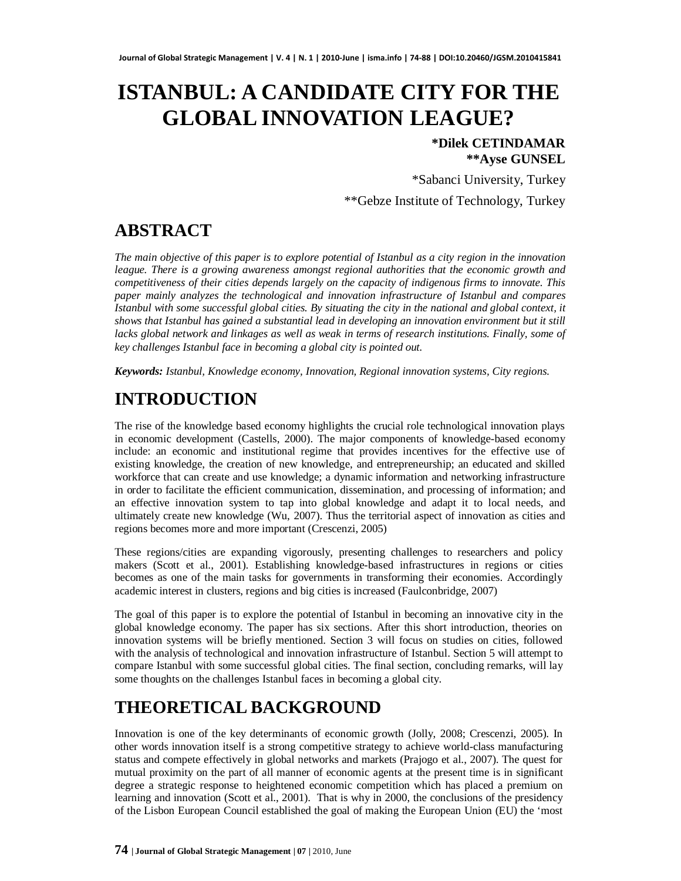# ISTANBUL: A CANDIDATE CITY FOR THE GLOBAL INNOVATION LEAGUE?

**\*Dilek CETINDAMAR**
**\*\*Ayse GUNSEL**

\*Sabanci University, Turkey

\*\*Gebze Institute of Technology, Turkey

## ABSTRACT

*The main objective of this paper is to explore potential of Istanbul as a city region in the innovation league. There is a growing awareness amongst regional authorities that the economic growth and competitiveness of their cities depends largely on the capacity of indigenous firms to innovate. This paper mainly analyzes the technological and innovation infrastructure of Istanbul and compares Istanbul with some successful global cities. By situating the city in the national and global context, it shows that Istanbul has gained a substantial lead in developing an innovation environment but it still lacks global network and linkages as well as weak in terms of research institutions. Finally, some of key challenges Istanbul face in becoming a global city is pointed out.*

***Keywords:*** *Istanbul, Knowledge economy, Innovation, Regional innovation systems, City regions.*

## INTRODUCTION

The rise of the knowledge based economy highlights the crucial role technological innovation plays in economic development (Castells, 2000). The major components of knowledge-based economy include: an economic and institutional regime that provides incentives for the effective use of existing knowledge, the creation of new knowledge, and entrepreneurship; an educated and skilled workforce that can create and use knowledge; a dynamic information and networking infrastructure in order to facilitate the efficient communication, dissemination, and processing of information; and an effective innovation system to tap into global knowledge and adapt it to local needs, and ultimately create new knowledge (Wu, 2007). Thus the territorial aspect of innovation as cities and regions becomes more and more important (Crescenzi, 2005)

These regions/cities are expanding vigorously, presenting challenges to researchers and policy makers (Scott et al., 2001). Establishing knowledge-based infrastructures in regions or cities becomes as one of the main tasks for governments in transforming their economies. Accordingly academic interest in clusters, regions and big cities is increased (Faulconbridge, 2007)

The goal of this paper is to explore the potential of Istanbul in becoming an innovative city in the global knowledge economy. The paper has six sections. After this short introduction, theories on innovation systems will be briefly mentioned. Section 3 will focus on studies on cities, followed with the analysis of technological and innovation infrastructure of Istanbul. Section 5 will attempt to compare Istanbul with some successful global cities. The final section, concluding remarks, will lay some thoughts on the challenges Istanbul faces in becoming a global city.

## THEORETICAL BACKGROUND

Innovation is one of the key determinants of economic growth (Jolly, 2008; Crescenzi, 2005). In other words innovation itself is a strong competitive strategy to achieve world-class manufacturing status and compete effectively in global networks and markets (Prajogo et al., 2007). The quest for mutual proximity on the part of all manner of economic agents at the present time is in significant degree a strategic response to heightened economic competition which has placed a premium on learning and innovation (Scott et al., 2001). That is why in 2000, the conclusions of the presidency of the Lisbon European Council established the goal of making the European Union (EU) the 'most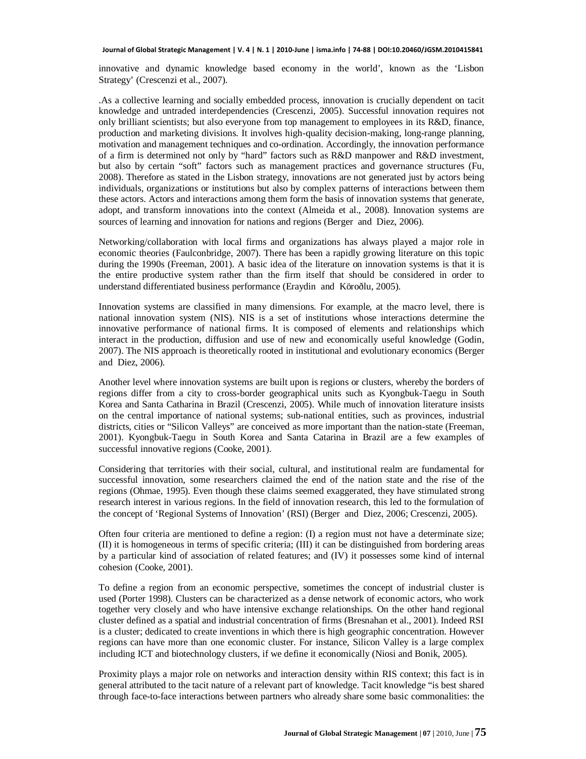innovative and dynamic knowledge based economy in the world', known as the 'Lisbon Strategy' (Crescenzi et al., 2007).

.As a collective learning and socially embedded process, innovation is crucially dependent on tacit knowledge and untraded interdependencies (Crescenzi, 2005). Successful innovation requires not only brilliant scientists; but also everyone from top management to employees in its R&D, finance, production and marketing divisions. It involves high-quality decision-making, long-range planning, motivation and management techniques and co-ordination. Accordingly, the innovation performance of a firm is determined not only by "hard" factors such as R&D manpower and R&D investment, but also by certain "soft" factors such as management practices and governance structures (Fu, 2008). Therefore as stated in the Lisbon strategy, innovations are not generated just by actors being individuals, organizations or institutions but also by complex patterns of interactions between them these actors. Actors and interactions among them form the basis of innovation systems that generate, adopt, and transform innovations into the context (Almeida et al., 2008). Innovation systems are sources of learning and innovation for nations and regions (Berger and Diez, 2006).

Networking/collaboration with local firms and organizations has always played a major role in economic theories (Faulconbridge, 2007). There has been a rapidly growing literature on this topic during the 1990s (Freeman, 2001). A basic idea of the literature on innovation systems is that it is the entire productive system rather than the firm itself that should be considered in order to understand differentiated business performance (Eraydin and Köroðlu, 2005).

Innovation systems are classified in many dimensions. For example, at the macro level, there is national innovation system (NIS). NIS is a set of institutions whose interactions determine the innovative performance of national firms. It is composed of elements and relationships which interact in the production, diffusion and use of new and economically useful knowledge (Godin, 2007). The NIS approach is theoretically rooted in institutional and evolutionary economics (Berger and Diez, 2006).

Another level where innovation systems are built upon is regions or clusters, whereby the borders of regions differ from a city to cross-border geographical units such as Kyongbuk-Taegu in South Korea and Santa Catharina in Brazil (Crescenzi, 2005). While much of innovation literature insists on the central importance of national systems; sub-national entities, such as provinces, industrial districts, cities or "Silicon Valleys" are conceived as more important than the nation-state (Freeman, 2001). Kyongbuk-Taegu in South Korea and Santa Catarina in Brazil are a few examples of successful innovative regions (Cooke, 2001).

Considering that territories with their social, cultural, and institutional realm are fundamental for successful innovation, some researchers claimed the end of the nation state and the rise of the regions (Ohmae, 1995). Even though these claims seemed exaggerated, they have stimulated strong research interest in various regions. In the field of innovation research, this led to the formulation of the concept of 'Regional Systems of Innovation' (RSI) (Berger and Diez, 2006; Crescenzi, 2005).

Often four criteria are mentioned to define a region: (I) a region must not have a determinate size; (II) it is homogeneous in terms of specific criteria; (III) it can be distinguished from bordering areas by a particular kind of association of related features; and (IV) it possesses some kind of internal cohesion (Cooke, 2001).

To define a region from an economic perspective, sometimes the concept of industrial cluster is used (Porter 1998). Clusters can be characterized as a dense network of economic actors, who work together very closely and who have intensive exchange relationships. On the other hand regional cluster defined as a spatial and industrial concentration of firms (Bresnahan et al., 2001). Indeed RSI is a cluster; dedicated to create inventions in which there is high geographic concentration. However regions can have more than one economic cluster. For instance, Silicon Valley is a large complex including ICT and biotechnology clusters, if we define it economically (Niosi and Bonik, 2005).

Proximity plays a major role on networks and interaction density within RIS context; this fact is in general attributed to the tacit nature of a relevant part of knowledge. Tacit knowledge "is best shared through face-to-face interactions between partners who already share some basic commonalities: the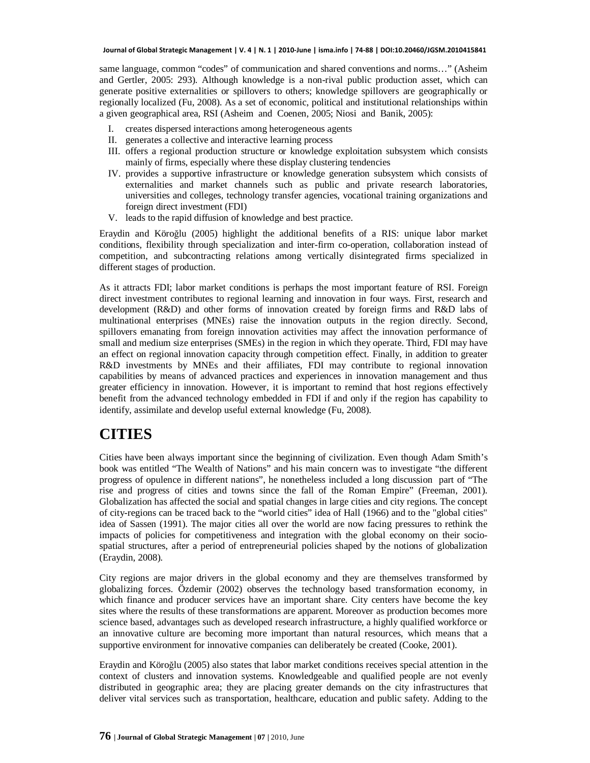same language, common "codes" of communication and shared conventions and norms…" (Asheim and Gertler, 2005: 293). Although knowledge is a non-rival public production asset, which can generate positive externalities or spillovers to others; knowledge spillovers are geographically or regionally localized (Fu, 2008). As a set of economic, political and institutional relationships within a given geographical area, RSI (Asheim and Coenen, 2005; Niosi and Banik, 2005):

I. creates dispersed interactions among heterogeneous agents
II. generates a collective and interactive learning process
III. offers a regional production structure or knowledge exploitation subsystem which consists mainly of firms, especially where these display clustering tendencies
IV. provides a supportive infrastructure or knowledge generation subsystem which consists of externalities and market channels such as public and private research laboratories, universities and colleges, technology transfer agencies, vocational training organizations and foreign direct investment (FDI)
V. leads to the rapid diffusion of knowledge and best practice.

Eraydin and Köroğlu (2005) highlight the additional benefits of a RIS: unique labor market conditions, flexibility through specialization and inter-firm co-operation, collaboration instead of competition, and subcontracting relations among vertically disintegrated firms specialized in different stages of production.

As it attracts FDI; labor market conditions is perhaps the most important feature of RSI. Foreign direct investment contributes to regional learning and innovation in four ways. First, research and development (R&D) and other forms of innovation created by foreign firms and R&D labs of multinational enterprises (MNEs) raise the innovation outputs in the region directly. Second, spillovers emanating from foreign innovation activities may affect the innovation performance of small and medium size enterprises (SMEs) in the region in which they operate. Third, FDI may have an effect on regional innovation capacity through competition effect. Finally, in addition to greater R&D investments by MNEs and their affiliates, FDI may contribute to regional innovation capabilities by means of advanced practices and experiences in innovation management and thus greater efficiency in innovation. However, it is important to remind that host regions effectively benefit from the advanced technology embedded in FDI if and only if the region has capability to identify, assimilate and develop useful external knowledge (Fu, 2008).

# CITIES

Cities have been always important since the beginning of civilization. Even though Adam Smith's book was entitled "The Wealth of Nations" and his main concern was to investigate "the different progress of opulence in different nations", he nonetheless included a long discussion part of "The rise and progress of cities and towns since the fall of the Roman Empire" (Freeman, 2001). Globalization has affected the social and spatial changes in large cities and city regions. The concept of city-regions can be traced back to the "world cities" idea of Hall (1966) and to the "global cities" idea of Sassen (1991). The major cities all over the world are now facing pressures to rethink the impacts of policies for competitiveness and integration with the global economy on their socio-spatial structures, after a period of entrepreneurial policies shaped by the notions of globalization (Eraydin, 2008).

City regions are major drivers in the global economy and they are themselves transformed by globalizing forces. Özdemir (2002) observes the technology based transformation economy, in which finance and producer services have an important share. City centers have become the key sites where the results of these transformations are apparent. Moreover as production becomes more science based, advantages such as developed research infrastructure, a highly qualified workforce or an innovative culture are becoming more important than natural resources, which means that a supportive environment for innovative companies can deliberately be created (Cooke, 2001).

Eraydin and Köroğlu (2005) also states that labor market conditions receives special attention in the context of clusters and innovation systems. Knowledgeable and qualified people are not evenly distributed in geographic area; they are placing greater demands on the city infrastructures that deliver vital services such as transportation, healthcare, education and public safety. Adding to the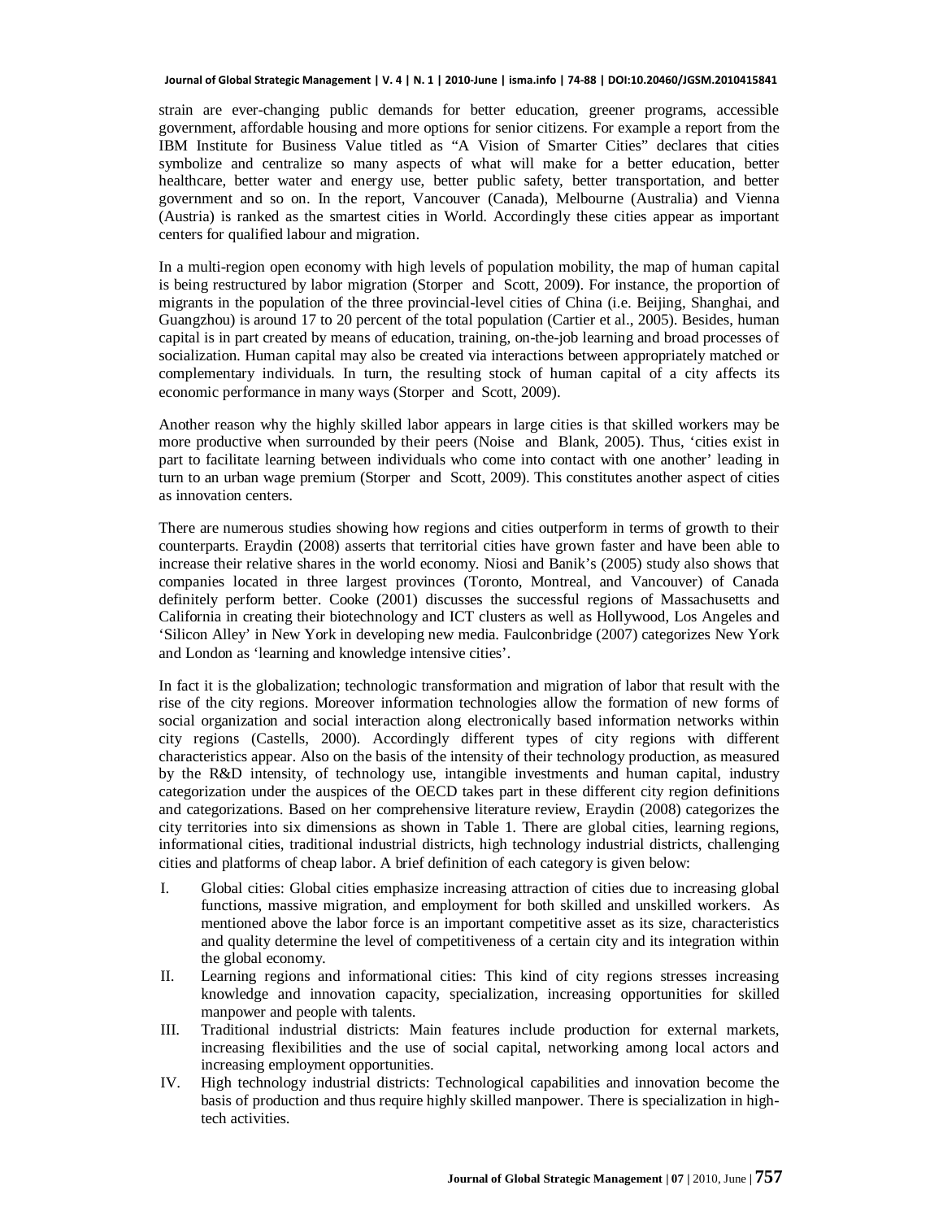strain are ever-changing public demands for better education, greener programs, accessible government, affordable housing and more options for senior citizens. For example a report from the IBM Institute for Business Value titled as "A Vision of Smarter Cities" declares that cities symbolize and centralize so many aspects of what will make for a better education, better healthcare, better water and energy use, better public safety, better transportation, and better government and so on. In the report, Vancouver (Canada), Melbourne (Australia) and Vienna (Austria) is ranked as the smartest cities in World. Accordingly these cities appear as important centers for qualified labour and migration.

In a multi-region open economy with high levels of population mobility, the map of human capital is being restructured by labor migration (Storper and Scott, 2009). For instance, the proportion of migrants in the population of the three provincial-level cities of China (i.e. Beijing, Shanghai, and Guangzhou) is around 17 to 20 percent of the total population (Cartier et al., 2005). Besides, human capital is in part created by means of education, training, on-the-job learning and broad processes of socialization. Human capital may also be created via interactions between appropriately matched or complementary individuals. In turn, the resulting stock of human capital of a city affects its economic performance in many ways (Storper and Scott, 2009).

Another reason why the highly skilled labor appears in large cities is that skilled workers may be more productive when surrounded by their peers (Noise and Blank, 2005). Thus, 'cities exist in part to facilitate learning between individuals who come into contact with one another' leading in turn to an urban wage premium (Storper and Scott, 2009). This constitutes another aspect of cities as innovation centers.

There are numerous studies showing how regions and cities outperform in terms of growth to their counterparts. Eraydin (2008) asserts that territorial cities have grown faster and have been able to increase their relative shares in the world economy. Niosi and Banik's (2005) study also shows that companies located in three largest provinces (Toronto, Montreal, and Vancouver) of Canada definitely perform better. Cooke (2001) discusses the successful regions of Massachusetts and California in creating their biotechnology and ICT clusters as well as Hollywood, Los Angeles and 'Silicon Alley' in New York in developing new media. Faulconbridge (2007) categorizes New York and London as 'learning and knowledge intensive cities'.

In fact it is the globalization; technologic transformation and migration of labor that result with the rise of the city regions. Moreover information technologies allow the formation of new forms of social organization and social interaction along electronically based information networks within city regions (Castells, 2000). Accordingly different types of city regions with different characteristics appear. Also on the basis of the intensity of their technology production, as measured by the R&D intensity, of technology use, intangible investments and human capital, industry categorization under the auspices of the OECD takes part in these different city region definitions and categorizations. Based on her comprehensive literature review, Eraydin (2008) categorizes the city territories into six dimensions as shown in Table 1. There are global cities, learning regions, informational cities, traditional industrial districts, high technology industrial districts, challenging cities and platforms of cheap labor. A brief definition of each category is given below:

I. Global cities: Global cities emphasize increasing attraction of cities due to increasing global functions, massive migration, and employment for both skilled and unskilled workers. As mentioned above the labor force is an important competitive asset as its size, characteristics and quality determine the level of competitiveness of a certain city and its integration within the global economy.
II. Learning regions and informational cities: This kind of city regions stresses increasing knowledge and innovation capacity, specialization, increasing opportunities for skilled manpower and people with talents.
III. Traditional industrial districts: Main features include production for external markets, increasing flexibilities and the use of social capital, networking among local actors and increasing employment opportunities.
IV. High technology industrial districts: Technological capabilities and innovation become the basis of production and thus require highly skilled manpower. There is specialization in high-tech activities.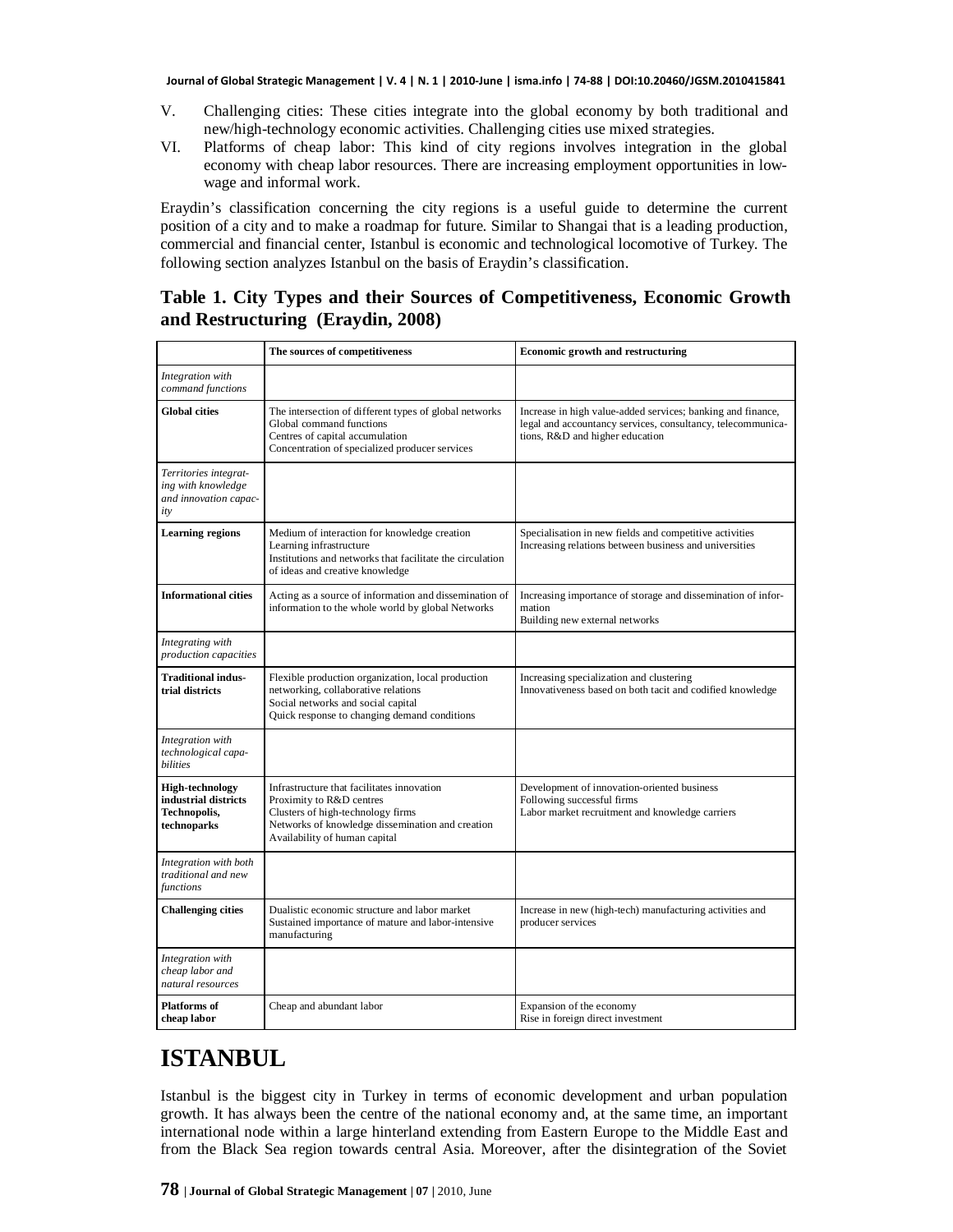V. Challenging cities: These cities integrate into the global economy by both traditional and new/high-technology economic activities. Challenging cities use mixed strategies.
VI. Platforms of cheap labor: This kind of city regions involves integration in the global economy with cheap labor resources. There are increasing employment opportunities in low-wage and informal work.

Eraydin's classification concerning the city regions is a useful guide to determine the current position of a city and to make a roadmap for future. Similar to Shangai that is a leading production, commercial and financial center, Istanbul is economic and technological locomotive of Turkey. The following section analyzes Istanbul on the basis of Eraydin's classification.

**Table 1. City Types and their Sources of Competitiveness, Economic Growth and Restructuring (Eraydin, 2008)**

| | **The sources of competitiveness** | **Economic growth and restructuring** |
|---|---|---|
| *Integration with command functions* | | |
| **Global cities** | The intersection of different types of global networks<br>Global command functions<br>Centres of capital accumulation<br>Concentration of specialized producer services | Increase in high value-added services; banking and finance, legal and accountancy services, consultancy, telecommunications, R&D and higher education |
| *Territories integrating with knowledge and innovation capacity* | | |
| **Learning regions** | Medium of interaction for knowledge creation<br>Learning infrastructure<br>Institutions and networks that facilitate the circulation of ideas and creative knowledge | Specialisation in new fields and competitive activities<br>Increasing relations between business and universities |
| **Informational cities** | Acting as a source of information and dissemination of information to the whole world by global Networks | Increasing importance of storage and dissemination of information<br>Building new external networks |
| *Integrating with production capacities* | | |
| **Traditional industrial districts** | Flexible production organization, local production networking, collaborative relations<br>Social networks and social capital<br>Quick response to changing demand conditions | Increasing specialization and clustering<br>Innovativeness based on both tacit and codified knowledge |
| *Integration with technological capabilities* | | |
| **High-technology industrial districts Technopolis, technoparks** | Infrastructure that facilitates innovation<br>Proximity to R&D centres<br>Clusters of high-technology firms<br>Networks of knowledge dissemination and creation<br>Availability of human capital | Development of innovation-oriented business<br>Following successful firms<br>Labor market recruitment and knowledge carriers |
| *Integration with both traditional and new functions* | | |
| **Challenging cities** | Dualistic economic structure and labor market<br>Sustained importance of mature and labor-intensive manufacturing | Increase in new (high-tech) manufacturing activities and producer services |
| *Integration with cheap labor and natural resources* | | |
| **Platforms of cheap labor** | Cheap and abundant labor | Expansion of the economy<br>Rise in foreign direct investment |

# ISTANBUL

Istanbul is the biggest city in Turkey in terms of economic development and urban population growth. It has always been the centre of the national economy and, at the same time, an important international node within a large hinterland extending from Eastern Europe to the Middle East and from the Black Sea region towards central Asia. Moreover, after the disintegration of the Soviet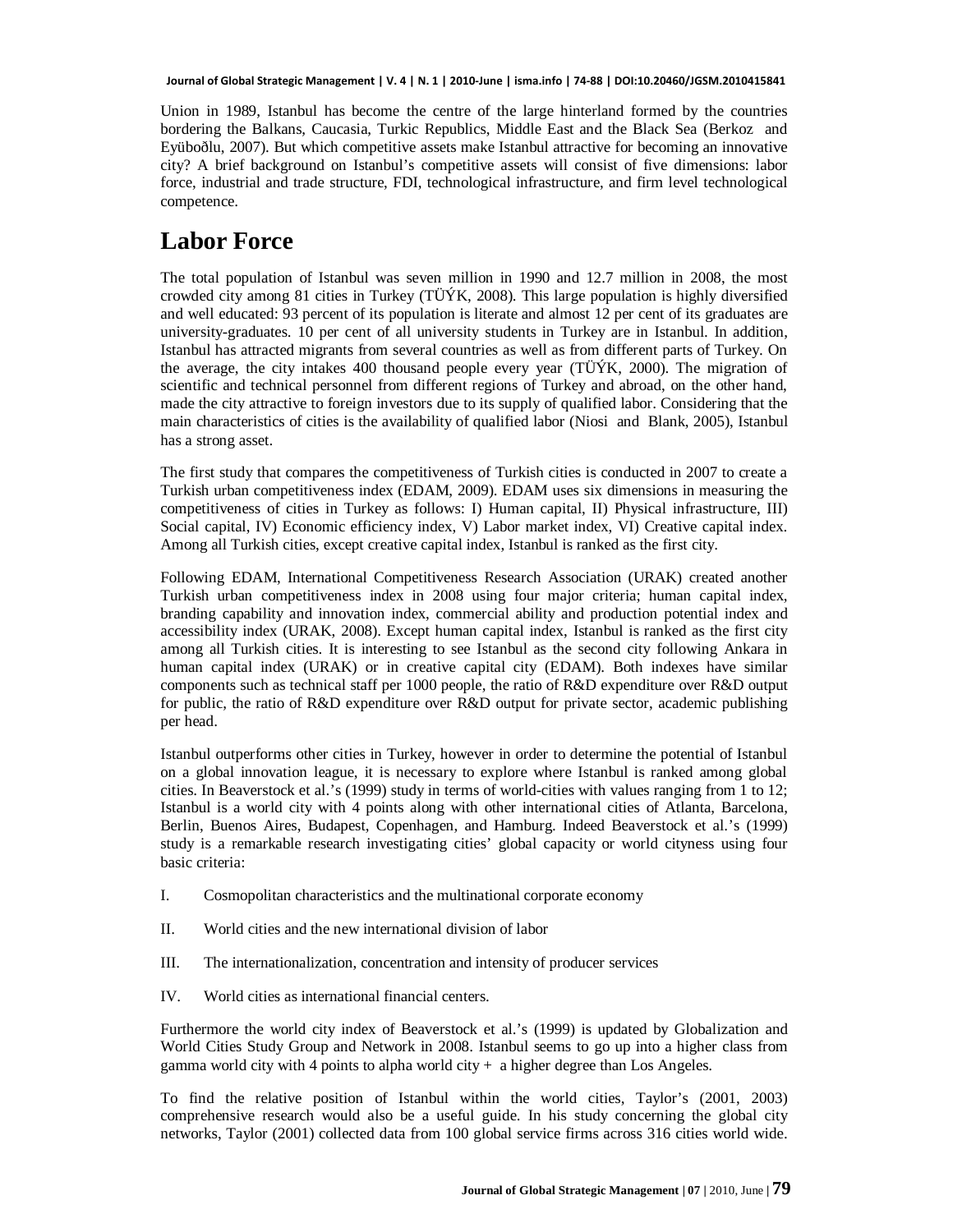Union in 1989, Istanbul has become the centre of the large hinterland formed by the countries bordering the Balkans, Caucasia, Turkic Republics, Middle East and the Black Sea (Berkoz and Eyüboðlu, 2007). But which competitive assets make Istanbul attractive for becoming an innovative city? A brief background on Istanbul's competitive assets will consist of five dimensions: labor force, industrial and trade structure, FDI, technological infrastructure, and firm level technological competence.

# Labor Force

The total population of Istanbul was seven million in 1990 and 12.7 million in 2008, the most crowded city among 81 cities in Turkey (TÜÝK, 2008). This large population is highly diversified and well educated: 93 percent of its population is literate and almost 12 per cent of its graduates are university-graduates. 10 per cent of all university students in Turkey are in Istanbul. In addition, Istanbul has attracted migrants from several countries as well as from different parts of Turkey. On the average, the city intakes 400 thousand people every year (TÜÝK, 2000). The migration of scientific and technical personnel from different regions of Turkey and abroad, on the other hand, made the city attractive to foreign investors due to its supply of qualified labor. Considering that the main characteristics of cities is the availability of qualified labor (Niosi and Blank, 2005), Istanbul has a strong asset.

The first study that compares the competitiveness of Turkish cities is conducted in 2007 to create a Turkish urban competitiveness index (EDAM, 2009). EDAM uses six dimensions in measuring the competitiveness of cities in Turkey as follows: I) Human capital, II) Physical infrastructure, III) Social capital, IV) Economic efficiency index, V) Labor market index, VI) Creative capital index. Among all Turkish cities, except creative capital index, Istanbul is ranked as the first city.

Following EDAM, International Competitiveness Research Association (URAK) created another Turkish urban competitiveness index in 2008 using four major criteria; human capital index, branding capability and innovation index, commercial ability and production potential index and accessibility index (URAK, 2008). Except human capital index, Istanbul is ranked as the first city among all Turkish cities. It is interesting to see Istanbul as the second city following Ankara in human capital index (URAK) or in creative capital city (EDAM). Both indexes have similar components such as technical staff per 1000 people, the ratio of R&D expenditure over R&D output for public, the ratio of R&D expenditure over R&D output for private sector, academic publishing per head.

Istanbul outperforms other cities in Turkey, however in order to determine the potential of Istanbul on a global innovation league, it is necessary to explore where Istanbul is ranked among global cities. In Beaverstock et al.'s (1999) study in terms of world-cities with values ranging from 1 to 12; Istanbul is a world city with 4 points along with other international cities of Atlanta, Barcelona, Berlin, Buenos Aires, Budapest, Copenhagen, and Hamburg. Indeed Beaverstock et al.'s (1999) study is a remarkable research investigating cities' global capacity or world cityness using four basic criteria:

I. Cosmopolitan characteristics and the multinational corporate economy

II. World cities and the new international division of labor

III. The internationalization, concentration and intensity of producer services

IV. World cities as international financial centers.

Furthermore the world city index of Beaverstock et al.'s (1999) is updated by Globalization and World Cities Study Group and Network in 2008. Istanbul seems to go up into a higher class from gamma world city with 4 points to alpha world city + a higher degree than Los Angeles.

To find the relative position of Istanbul within the world cities, Taylor's (2001, 2003) comprehensive research would also be a useful guide. In his study concerning the global city networks, Taylor (2001) collected data from 100 global service firms across 316 cities world wide.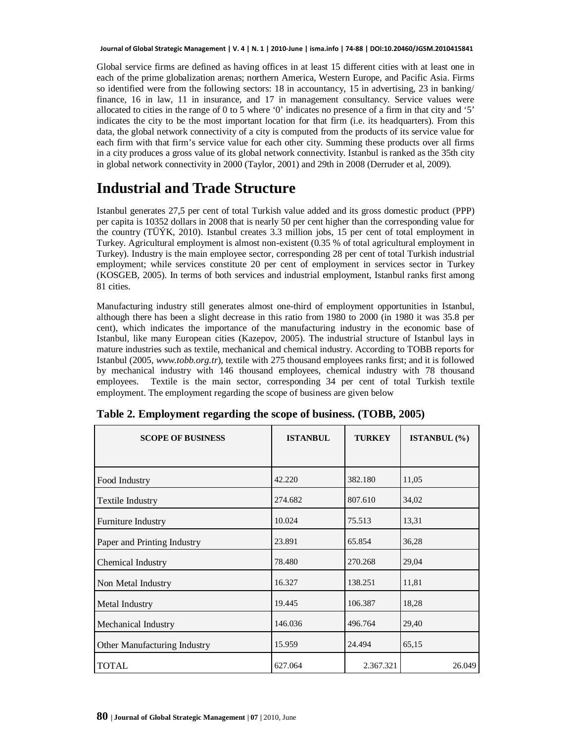Global service firms are defined as having offices in at least 15 different cities with at least one in each of the prime globalization arenas; northern America, Western Europe, and Pacific Asia. Firms so identified were from the following sectors: 18 in accountancy, 15 in advertising, 23 in banking/ finance, 16 in law, 11 in insurance, and 17 in management consultancy. Service values were allocated to cities in the range of 0 to 5 where '0' indicates no presence of a firm in that city and '5' indicates the city to be the most important location for that firm (i.e. its headquarters). From this data, the global network connectivity of a city is computed from the products of its service value for each firm with that firm's service value for each other city. Summing these products over all firms in a city produces a gross value of its global network connectivity. Istanbul is ranked as the 35th city in global network connectivity in 2000 (Taylor, 2001) and 29th in 2008 (Derruder et al, 2009).

# Industrial and Trade Structure

Istanbul generates 27,5 per cent of total Turkish value added and its gross domestic product (PPP) per capita is 10352 dollars in 2008 that is nearly 50 per cent higher than the corresponding value for the country (TÜÝK, 2010). Istanbul creates 3.3 million jobs, 15 per cent of total employment in Turkey. Agricultural employment is almost non-existent (0.35 % of total agricultural employment in Turkey). Industry is the main employee sector, corresponding 28 per cent of total Turkish industrial employment; while services constitute 20 per cent of employment in services sector in Turkey (KOSGEB, 2005). In terms of both services and industrial employment, Istanbul ranks first among 81 cities.

Manufacturing industry still generates almost one-third of employment opportunities in Istanbul, although there has been a slight decrease in this ratio from 1980 to 2000 (in 1980 it was 35.8 per cent), which indicates the importance of the manufacturing industry in the economic base of Istanbul, like many European cities (Kazepov, 2005). The industrial structure of Istanbul lays in mature industries such as textile, mechanical and chemical industry. According to TOBB reports for Istanbul (2005, *www.tobb.org.tr*), textile with 275 thousand employees ranks first; and it is followed by mechanical industry with 146 thousand employees, chemical industry with 78 thousand employees. Textile is the main sector, corresponding 34 per cent of total Turkish textile employment. The employment regarding the scope of business are given below

**Table 2. Employment regarding the scope of business. (TOBB, 2005)**

| SCOPE OF BUSINESS | ISTANBUL | TURKEY | ISTANBUL (%) |
|---|---|---|---|
| Food Industry | 42.220 | 382.180 | 11,05 |
| Textile Industry | 274.682 | 807.610 | 34,02 |
| Furniture Industry | 10.024 | 75.513 | 13,31 |
| Paper and Printing Industry | 23.891 | 65.854 | 36,28 |
| Chemical Industry | 78.480 | 270.268 | 29,04 |
| Non Metal Industry | 16.327 | 138.251 | 11,81 |
| Metal Industry | 19.445 | 106.387 | 18,28 |
| Mechanical Industry | 146.036 | 496.764 | 29,40 |
| Other Manufacturing Industry | 15.959 | 24.494 | 65,15 |
| TOTAL | 627.064 | 2.367.321 | 26.049 |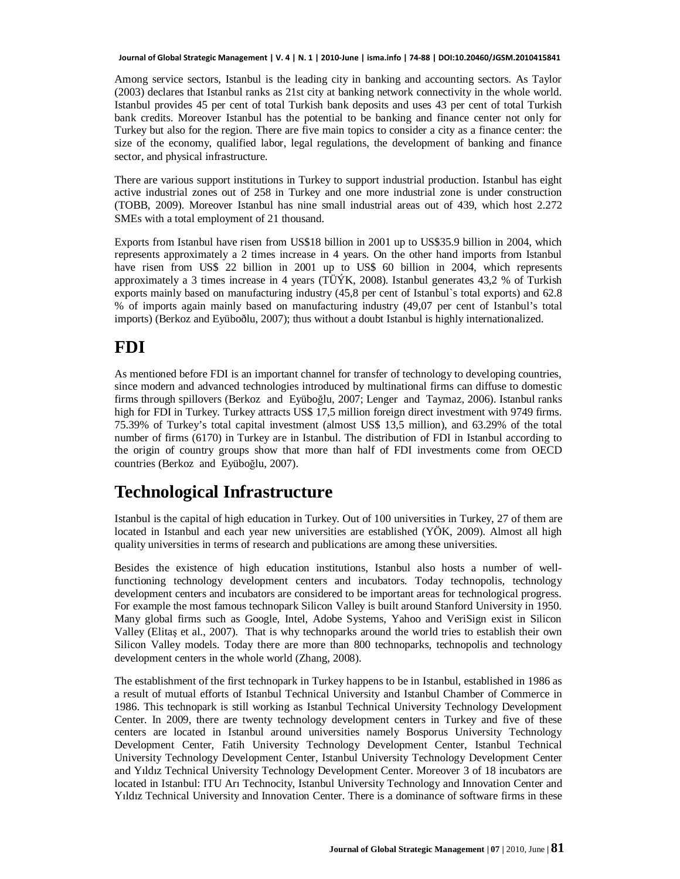Among service sectors, Istanbul is the leading city in banking and accounting sectors. As Taylor (2003) declares that Istanbul ranks as 21st city at banking network connectivity in the whole world. Istanbul provides 45 per cent of total Turkish bank deposits and uses 43 per cent of total Turkish bank credits. Moreover Istanbul has the potential to be banking and finance center not only for Turkey but also for the region. There are five main topics to consider a city as a finance center: the size of the economy, qualified labor, legal regulations, the development of banking and finance sector, and physical infrastructure.

There are various support institutions in Turkey to support industrial production. Istanbul has eight active industrial zones out of 258 in Turkey and one more industrial zone is under construction (TOBB, 2009). Moreover Istanbul has nine small industrial areas out of 439, which host 2.272 SMEs with a total employment of 21 thousand.

Exports from Istanbul have risen from US$18 billion in 2001 up to US$35.9 billion in 2004, which represents approximately a 2 times increase in 4 years. On the other hand imports from Istanbul have risen from US$ 22 billion in 2001 up to US$ 60 billion in 2004, which represents approximately a 3 times increase in 4 years (TÜÝK, 2008). Istanbul generates 43,2 % of Turkish exports mainly based on manufacturing industry (45,8 per cent of Istanbul`s total exports) and 62.8 % of imports again mainly based on manufacturing industry (49,07 per cent of Istanbul's total imports) (Berkoz and Eyüboðlu, 2007); thus without a doubt Istanbul is highly internationalized.

# FDI

As mentioned before FDI is an important channel for transfer of technology to developing countries, since modern and advanced technologies introduced by multinational firms can diffuse to domestic firms through spillovers (Berkoz and Eyüboğlu, 2007; Lenger and Taymaz, 2006). Istanbul ranks high for FDI in Turkey. Turkey attracts US$ 17,5 million foreign direct investment with 9749 firms. 75.39% of Turkey's total capital investment (almost US$ 13,5 million), and 63.29% of the total number of firms (6170) in Turkey are in Istanbul. The distribution of FDI in Istanbul according to the origin of country groups show that more than half of FDI investments come from OECD countries (Berkoz and Eyüboğlu, 2007).

# Technological Infrastructure

Istanbul is the capital of high education in Turkey. Out of 100 universities in Turkey, 27 of them are located in Istanbul and each year new universities are established (YÖK, 2009). Almost all high quality universities in terms of research and publications are among these universities.

Besides the existence of high education institutions, Istanbul also hosts a number of well-functioning technology development centers and incubators. Today technopolis, technology development centers and incubators are considered to be important areas for technological progress. For example the most famous technopark Silicon Valley is built around Stanford University in 1950. Many global firms such as Google, Intel, Adobe Systems, Yahoo and VeriSign exist in Silicon Valley (Elitaş et al., 2007). That is why technoparks around the world tries to establish their own Silicon Valley models. Today there are more than 800 technoparks, technopolis and technology development centers in the whole world (Zhang, 2008).

The establishment of the first technopark in Turkey happens to be in Istanbul, established in 1986 as a result of mutual efforts of Istanbul Technical University and Istanbul Chamber of Commerce in 1986. This technopark is still working as Istanbul Technical University Technology Development Center. In 2009, there are twenty technology development centers in Turkey and five of these centers are located in Istanbul around universities namely Bosporus University Technology Development Center, Fatih University Technology Development Center, Istanbul Technical University Technology Development Center, Istanbul University Technology Development Center and Yıldız Technical University Technology Development Center. Moreover 3 of 18 incubators are located in Istanbul: ITU Arı Technocity, Istanbul University Technology and Innovation Center and Yıldız Technical University and Innovation Center. There is a dominance of software firms in these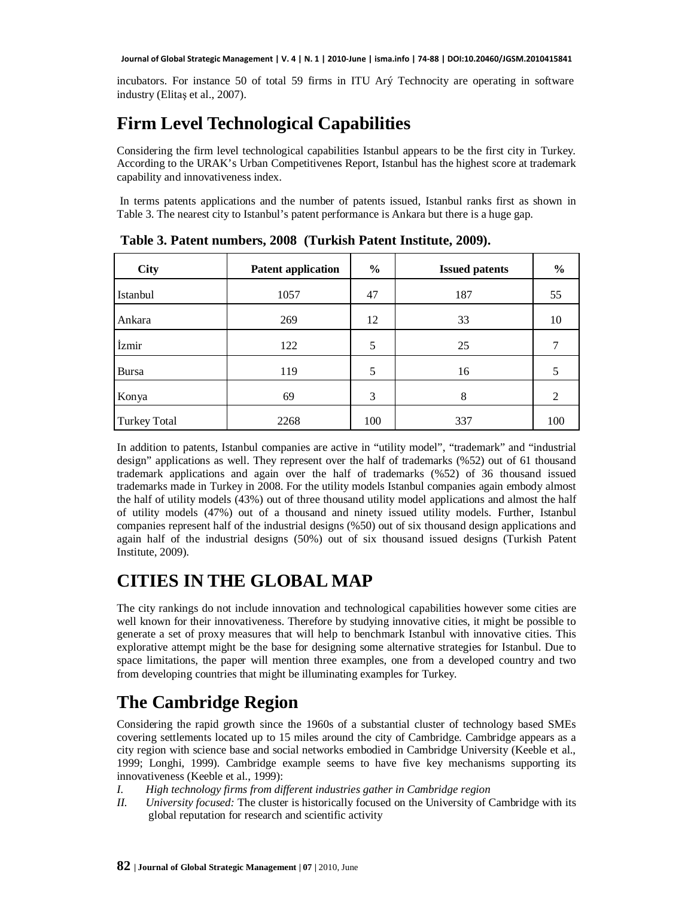incubators. For instance 50 of total 59 firms in ITU Arý Technocity are operating in software industry (Elitaş et al., 2007).

## Firm Level Technological Capabilities

Considering the firm level technological capabilities Istanbul appears to be the first city in Turkey. According to the URAK's Urban Competitivenes Report, Istanbul has the highest score at trademark capability and innovativeness index.

In terms patents applications and the number of patents issued, Istanbul ranks first as shown in Table 3. The nearest city to Istanbul's patent performance is Ankara but there is a huge gap.

**Table 3. Patent numbers, 2008 (Turkish Patent Institute, 2009).**

| City | Patent application | % | Issued patents | % |
|---|---|---|---|---|
| Istanbul | 1057 | 47 | 187 | 55 |
| Ankara | 269 | 12 | 33 | 10 |
| İzmir | 122 | 5 | 25 | 7 |
| Bursa | 119 | 5 | 16 | 5 |
| Konya | 69 | 3 | 8 | 2 |
| Turkey Total | 2268 | 100 | 337 | 100 |

In addition to patents, Istanbul companies are active in "utility model", "trademark" and "industrial design" applications as well. They represent over the half of trademarks (%52) out of 61 thousand trademark applications and again over the half of trademarks (%52) of 36 thousand issued trademarks made in Turkey in 2008. For the utility models Istanbul companies again embody almost the half of utility models (43%) out of three thousand utility model applications and almost the half of utility models (47%) out of a thousand and ninety issued utility models. Further, Istanbul companies represent half of the industrial designs (%50) out of six thousand design applications and again half of the industrial designs (50%) out of six thousand issued designs (Turkish Patent Institute, 2009).

# CITIES IN THE GLOBAL MAP

The city rankings do not include innovation and technological capabilities however some cities are well known for their innovativeness. Therefore by studying innovative cities, it might be possible to generate a set of proxy measures that will help to benchmark Istanbul with innovative cities. This explorative attempt might be the base for designing some alternative strategies for Istanbul. Due to space limitations, the paper will mention three examples, one from a developed country and two from developing countries that might be illuminating examples for Turkey.

## The Cambridge Region

Considering the rapid growth since the 1960s of a substantial cluster of technology based SMEs covering settlements located up to 15 miles around the city of Cambridge. Cambridge appears as a city region with science base and social networks embodied in Cambridge University (Keeble et al., 1999; Longhi, 1999). Cambridge example seems to have five key mechanisms supporting its innovativeness (Keeble et al., 1999):

I. *High technology firms from different industries gather in Cambridge region*
II. *University focused:* The cluster is historically focused on the University of Cambridge with its global reputation for research and scientific activity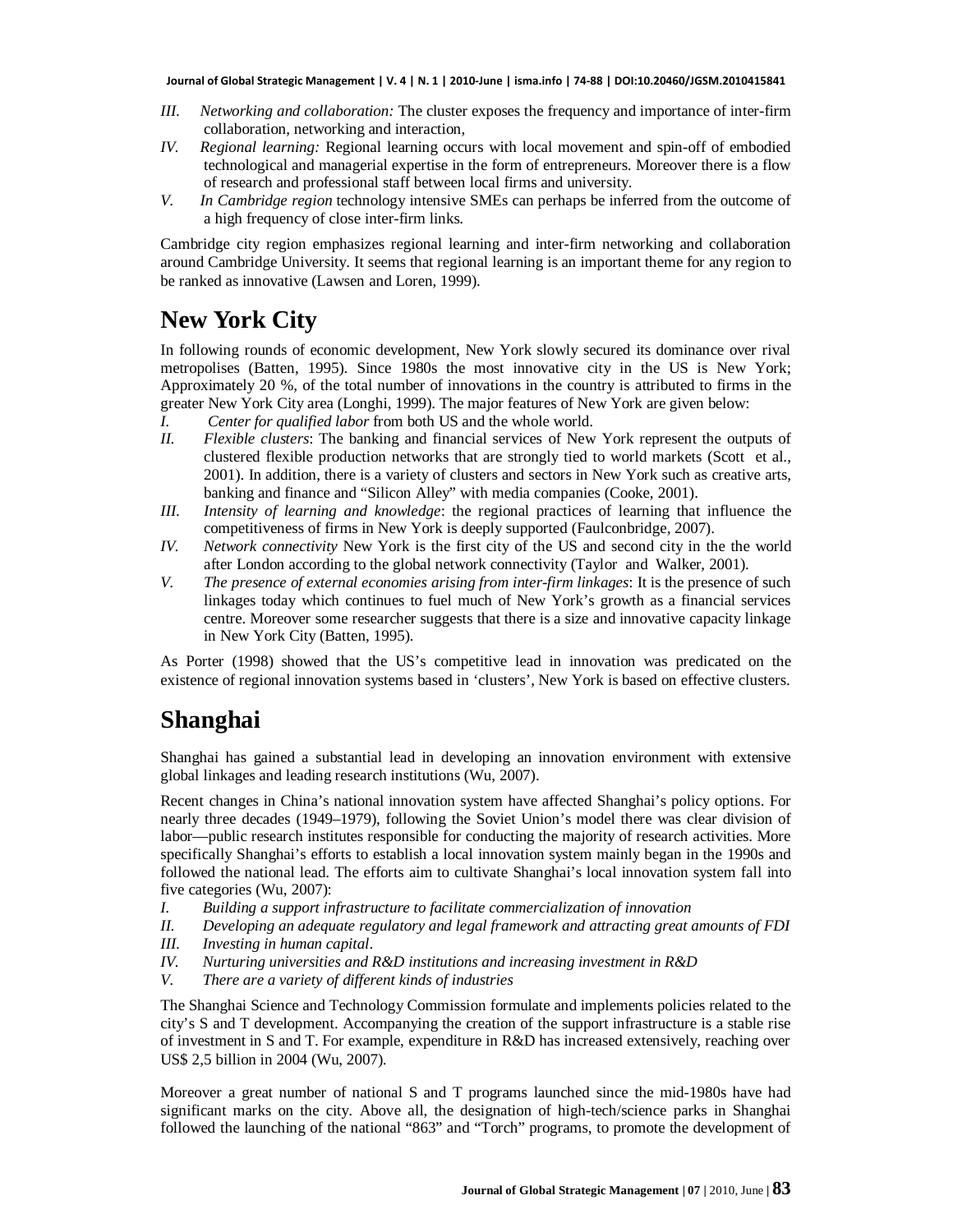III. *Networking and collaboration:* The cluster exposes the frequency and importance of inter-firm collaboration, networking and interaction,

IV. *Regional learning:* Regional learning occurs with local movement and spin-off of embodied technological and managerial expertise in the form of entrepreneurs. Moreover there is a flow of research and professional staff between local firms and university.

V. *In Cambridge region* technology intensive SMEs can perhaps be inferred from the outcome of a high frequency of close inter-firm links.

Cambridge city region emphasizes regional learning and inter-firm networking and collaboration around Cambridge University. It seems that regional learning is an important theme for any region to be ranked as innovative (Lawsen and Loren, 1999).

## New York City

In following rounds of economic development, New York slowly secured its dominance over rival metropolises (Batten, 1995). Since 1980s the most innovative city in the US is New York; Approximately 20 %, of the total number of innovations in the country is attributed to firms in the greater New York City area (Longhi, 1999). The major features of New York are given below:

I. *Center for qualified labor* from both US and the whole world.

II. *Flexible clusters*: The banking and financial services of New York represent the outputs of clustered flexible production networks that are strongly tied to world markets (Scott et al., 2001). In addition, there is a variety of clusters and sectors in New York such as creative arts, banking and finance and "Silicon Alley" with media companies (Cooke, 2001).

III. *Intensity of learning and knowledge*: the regional practices of learning that influence the competitiveness of firms in New York is deeply supported (Faulconbridge, 2007).

IV. *Network connectivity* New York is the first city of the US and second city in the the world after London according to the global network connectivity (Taylor and Walker, 2001).

V. *The presence of external economies arising from inter-firm linkages*: It is the presence of such linkages today which continues to fuel much of New York's growth as a financial services centre. Moreover some researcher suggests that there is a size and innovative capacity linkage in New York City (Batten, 1995).

As Porter (1998) showed that the US's competitive lead in innovation was predicated on the existence of regional innovation systems based in 'clusters', New York is based on effective clusters.

## Shanghai

Shanghai has gained a substantial lead in developing an innovation environment with extensive global linkages and leading research institutions (Wu, 2007).

Recent changes in China's national innovation system have affected Shanghai's policy options. For nearly three decades (1949–1979), following the Soviet Union's model there was clear division of labor—public research institutes responsible for conducting the majority of research activities. More specifically Shanghai's efforts to establish a local innovation system mainly began in the 1990s and followed the national lead. The efforts aim to cultivate Shanghai's local innovation system fall into five categories (Wu, 2007):

I. *Building a support infrastructure to facilitate commercialization of innovation*

II. *Developing an adequate regulatory and legal framework and attracting great amounts of FDI*

III. *Investing in human capital*.

IV. *Nurturing universities and R&D institutions and increasing investment in R&D*

V. *There are a variety of different kinds of industries*

The Shanghai Science and Technology Commission formulate and implements policies related to the city's S and T development. Accompanying the creation of the support infrastructure is a stable rise of investment in S and T. For example, expenditure in R&D has increased extensively, reaching over US$ 2,5 billion in 2004 (Wu, 2007).

Moreover a great number of national S and T programs launched since the mid-1980s have had significant marks on the city. Above all, the designation of high-tech/science parks in Shanghai followed the launching of the national "863" and "Torch" programs, to promote the development of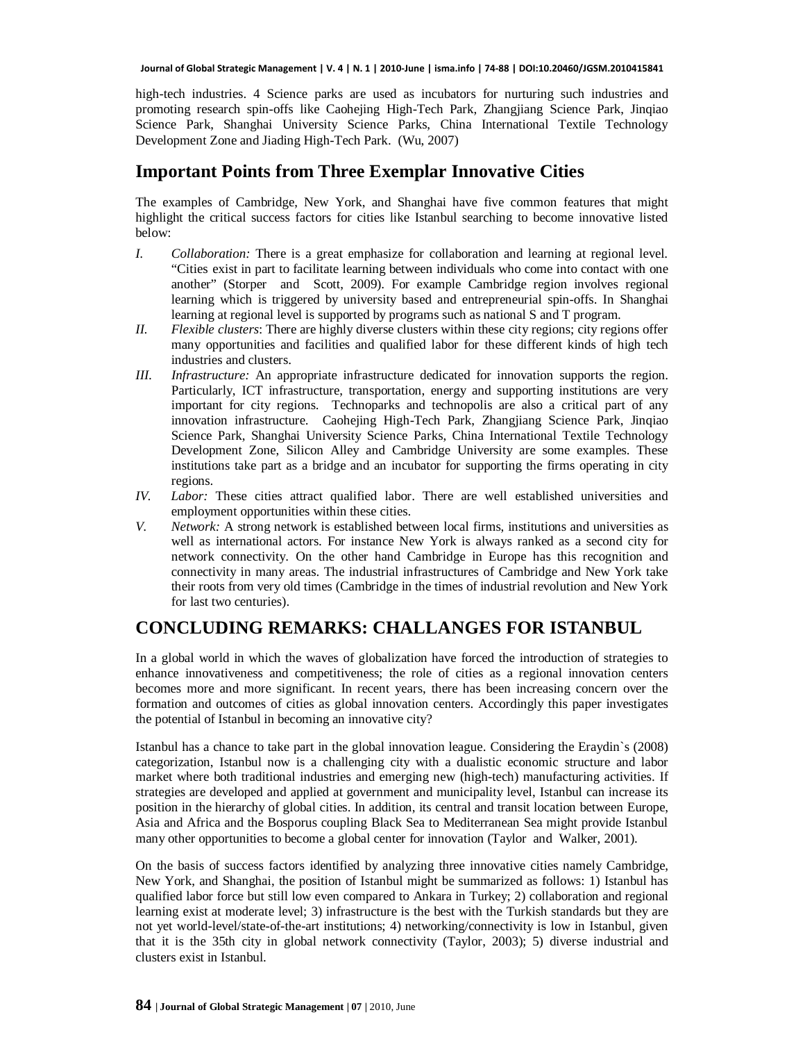high-tech industries. 4 Science parks are used as incubators for nurturing such industries and promoting research spin-offs like Caohejing High-Tech Park, Zhangjiang Science Park, Jinqiao Science Park, Shanghai University Science Parks, China International Textile Technology Development Zone and Jiading High-Tech Park. (Wu, 2007)

## Important Points from Three Exemplar Innovative Cities

The examples of Cambridge, New York, and Shanghai have five common features that might highlight the critical success factors for cities like Istanbul searching to become innovative listed below:

I. *Collaboration:* There is a great emphasize for collaboration and learning at regional level. "Cities exist in part to facilitate learning between individuals who come into contact with one another" (Storper and Scott, 2009). For example Cambridge region involves regional learning which is triggered by university based and entrepreneurial spin-offs. In Shanghai learning at regional level is supported by programs such as national S and T program.

II. *Flexible clusters*: There are highly diverse clusters within these city regions; city regions offer many opportunities and facilities and qualified labor for these different kinds of high tech industries and clusters.

III. *Infrastructure:* An appropriate infrastructure dedicated for innovation supports the region. Particularly, ICT infrastructure, transportation, energy and supporting institutions are very important for city regions. Technoparks and technopolis are also a critical part of any innovation infrastructure. Caohejing High-Tech Park, Zhangjiang Science Park, Jinqiao Science Park, Shanghai University Science Parks, China International Textile Technology Development Zone, Silicon Alley and Cambridge University are some examples. These institutions take part as a bridge and an incubator for supporting the firms operating in city regions.

IV. *Labor:* These cities attract qualified labor. There are well established universities and employment opportunities within these cities.

V. *Network:* A strong network is established between local firms, institutions and universities as well as international actors. For instance New York is always ranked as a second city for network connectivity. On the other hand Cambridge in Europe has this recognition and connectivity in many areas. The industrial infrastructures of Cambridge and New York take their roots from very old times (Cambridge in the times of industrial revolution and New York for last two centuries).

## CONCLUDING REMARKS: CHALLANGES FOR ISTANBUL

In a global world in which the waves of globalization have forced the introduction of strategies to enhance innovativeness and competitiveness; the role of cities as a regional innovation centers becomes more and more significant. In recent years, there has been increasing concern over the formation and outcomes of cities as global innovation centers. Accordingly this paper investigates the potential of Istanbul in becoming an innovative city?

Istanbul has a chance to take part in the global innovation league. Considering the Eraydin`s (2008) categorization, Istanbul now is a challenging city with a dualistic economic structure and labor market where both traditional industries and emerging new (high-tech) manufacturing activities. If strategies are developed and applied at government and municipality level, Istanbul can increase its position in the hierarchy of global cities. In addition, its central and transit location between Europe, Asia and Africa and the Bosporus coupling Black Sea to Mediterranean Sea might provide Istanbul many other opportunities to become a global center for innovation (Taylor and Walker, 2001).

On the basis of success factors identified by analyzing three innovative cities namely Cambridge, New York, and Shanghai, the position of Istanbul might be summarized as follows: 1) Istanbul has qualified labor force but still low even compared to Ankara in Turkey; 2) collaboration and regional learning exist at moderate level; 3) infrastructure is the best with the Turkish standards but they are not yet world-level/state-of-the-art institutions; 4) networking/connectivity is low in Istanbul, given that it is the 35th city in global network connectivity (Taylor, 2003); 5) diverse industrial and clusters exist in Istanbul.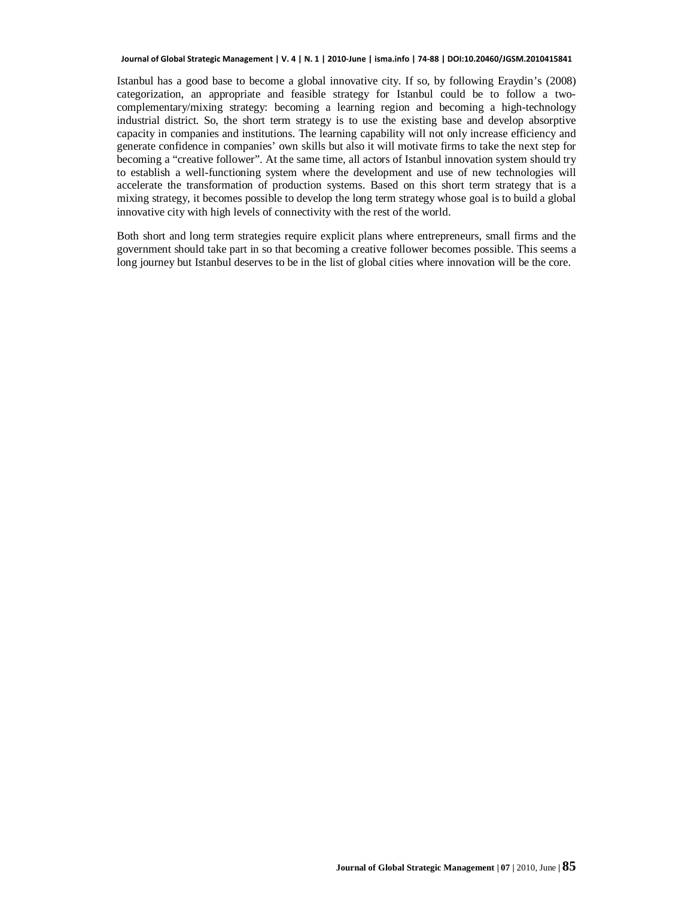Istanbul has a good base to become a global innovative city. If so, by following Eraydin's (2008) categorization, an appropriate and feasible strategy for Istanbul could be to follow a two-complementary/mixing strategy: becoming a learning region and becoming a high-technology industrial district. So, the short term strategy is to use the existing base and develop absorptive capacity in companies and institutions. The learning capability will not only increase efficiency and generate confidence in companies' own skills but also it will motivate firms to take the next step for becoming a "creative follower". At the same time, all actors of Istanbul innovation system should try to establish a well-functioning system where the development and use of new technologies will accelerate the transformation of production systems. Based on this short term strategy that is a mixing strategy, it becomes possible to develop the long term strategy whose goal is to build a global innovative city with high levels of connectivity with the rest of the world.

Both short and long term strategies require explicit plans where entrepreneurs, small firms and the government should take part in so that becoming a creative follower becomes possible. This seems a long journey but Istanbul deserves to be in the list of global cities where innovation will be the core.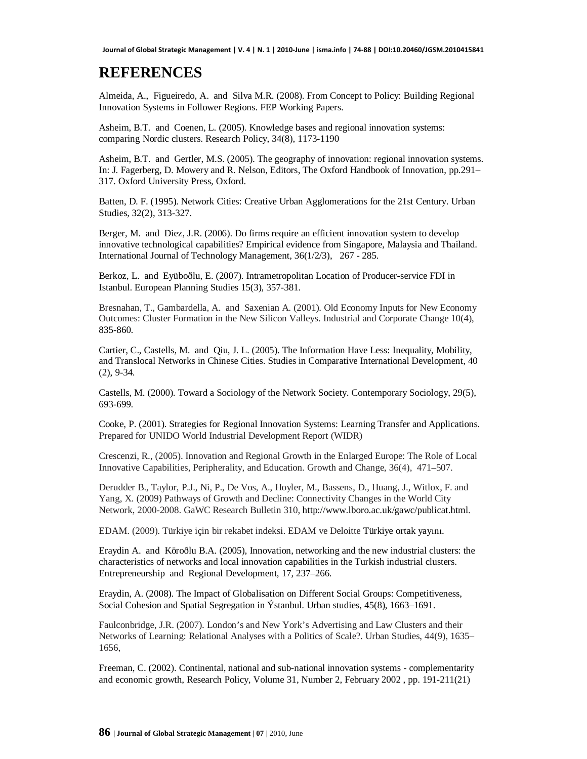# REFERENCES

Almeida, A., Figueiredo, A. and Silva M.R. (2008). From Concept to Policy: Building Regional Innovation Systems in Follower Regions. FEP Working Papers.

Asheim, B.T. and Coenen, L. (2005). Knowledge bases and regional innovation systems: comparing Nordic clusters. Research Policy, 34(8), 1173-1190

Asheim, B.T. and Gertler, M.S. (2005). The geography of innovation: regional innovation systems. In: J. Fagerberg, D. Mowery and R. Nelson, Editors, The Oxford Handbook of Innovation, pp.291–317. Oxford University Press, Oxford.

Batten, D. F. (1995). Network Cities: Creative Urban Agglomerations for the 21st Century. Urban Studies, 32(2), 313-327.

Berger, M. and Diez, J.R. (2006). Do firms require an efficient innovation system to develop innovative technological capabilities? Empirical evidence from Singapore, Malaysia and Thailand. International Journal of Technology Management, 36(1/2/3), 267 - 285.

Berkoz, L. and Eyüboðlu, E. (2007). Intrametropolitan Location of Producer-service FDI in Istanbul. European Planning Studies 15(3), 357-381.

Bresnahan, T., Gambardella, A. and Saxenian A. (2001). Old Economy Inputs for New Economy Outcomes: Cluster Formation in the New Silicon Valleys. Industrial and Corporate Change 10(4), 835-860.

Cartier, C., Castells, M. and Qiu, J. L. (2005). The Information Have Less: Inequality, Mobility, and Translocal Networks in Chinese Cities. Studies in Comparative International Development, 40 (2), 9-34.

Castells, M. (2000). Toward a Sociology of the Network Society. Contemporary Sociology, 29(5), 693-699.

Cooke, P. (2001). Strategies for Regional Innovation Systems: Learning Transfer and Applications. Prepared for UNIDO World Industrial Development Report (WIDR)

Crescenzi, R., (2005). Innovation and Regional Growth in the Enlarged Europe: The Role of Local Innovative Capabilities, Peripherality, and Education. Growth and Change, 36(4), 471–507.

Derudder B., Taylor, P.J., Ni, P., De Vos, A., Hoyler, M., Bassens, D., Huang, J., Witlox, F. and Yang, X. (2009) Pathways of Growth and Decline: Connectivity Changes in the World City Network, 2000-2008. GaWC Research Bulletin 310, http://www.lboro.ac.uk/gawc/publicat.html.

EDAM. (2009). Türkiye için bir rekabet indeksi. EDAM ve Deloitte Türkiye ortak yayını.

Eraydin A. and Köroðlu B.A. (2005), Innovation, networking and the new industrial clusters: the characteristics of networks and local innovation capabilities in the Turkish industrial clusters. Entrepreneurship and Regional Development, 17, 237–266.

Eraydin, A. (2008). The Impact of Globalisation on Different Social Groups: Competitiveness, Social Cohesion and Spatial Segregation in Ýstanbul. Urban studies, 45(8), 1663–1691.

Faulconbridge, J.R. (2007). London's and New York's Advertising and Law Clusters and their Networks of Learning: Relational Analyses with a Politics of Scale?. Urban Studies, 44(9), 1635–1656,

Freeman, C. (2002). Continental, national and sub-national innovation systems - complementarity and economic growth, Research Policy, Volume 31, Number 2, February 2002 , pp. 191-211(21)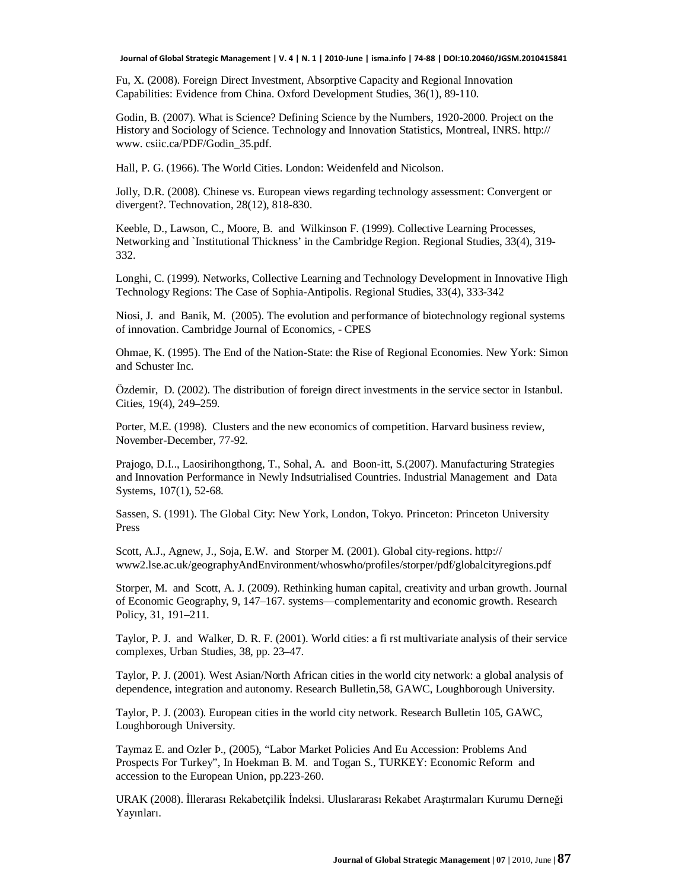Fu, X. (2008). Foreign Direct Investment, Absorptive Capacity and Regional Innovation Capabilities: Evidence from China. Oxford Development Studies, 36(1), 89-110.

Godin, B. (2007). What is Science? Defining Science by the Numbers, 1920-2000. Project on the History and Sociology of Science. Technology and Innovation Statistics, Montreal, INRS. http:// www. csiic.ca/PDF/Godin_35.pdf.

Hall, P. G. (1966). The World Cities. London: Weidenfeld and Nicolson.

Jolly, D.R. (2008). Chinese vs. European views regarding technology assessment: Convergent or divergent?. Technovation, 28(12), 818-830.

Keeble, D., Lawson, C., Moore, B. and Wilkinson F. (1999). Collective Learning Processes, Networking and `Institutional Thickness' in the Cambridge Region. Regional Studies, 33(4), 319-332.

Longhi, C. (1999). Networks, Collective Learning and Technology Development in Innovative High Technology Regions: The Case of Sophia-Antipolis. Regional Studies, 33(4), 333-342

Niosi, J. and Banik, M. (2005). The evolution and performance of biotechnology regional systems of innovation. Cambridge Journal of Economics, - CPES

Ohmae, K. (1995). The End of the Nation-State: the Rise of Regional Economies. New York: Simon and Schuster Inc.

Özdemir, D. (2002). The distribution of foreign direct investments in the service sector in Istanbul. Cities, 19(4), 249–259.

Porter, M.E. (1998). Clusters and the new economics of competition. Harvard business review, November-December, 77-92.

Prajogo, D.I.., Laosirihongthong, T., Sohal, A. and Boon-itt, S.(2007). Manufacturing Strategies and Innovation Performance in Newly Indsutrialised Countries. Industrial Management and Data Systems, 107(1), 52-68.

Sassen, S. (1991). The Global City: New York, London, Tokyo. Princeton: Princeton University Press

Scott, A.J., Agnew, J., Soja, E.W. and Storper M. (2001). Global city-regions. http:// www2.lse.ac.uk/geographyAndEnvironment/whoswho/profiles/storper/pdf/globalcityregions.pdf

Storper, M. and Scott, A. J. (2009). Rethinking human capital, creativity and urban growth. Journal of Economic Geography, 9, 147–167. systems—complementarity and economic growth. Research Policy, 31, 191–211.

Taylor, P. J. and Walker, D. R. F. (2001). World cities: a fi rst multivariate analysis of their service complexes, Urban Studies, 38, pp. 23–47.

Taylor, P. J. (2001). West Asian/North African cities in the world city network: a global analysis of dependence, integration and autonomy. Research Bulletin,58, GAWC, Loughborough University.

Taylor, P. J. (2003). European cities in the world city network. Research Bulletin 105, GAWC, Loughborough University.

Taymaz E. and Ozler Þ., (2005), "Labor Market Policies And Eu Accession: Problems And Prospects For Turkey", In Hoekman B. M. and Togan S., TURKEY: Economic Reform and accession to the European Union, pp.223-260.

URAK (2008). İllerarası Rekabetçilik İndeksi. Uluslararası Rekabet Araştırmaları Kurumu Derneği Yayınları.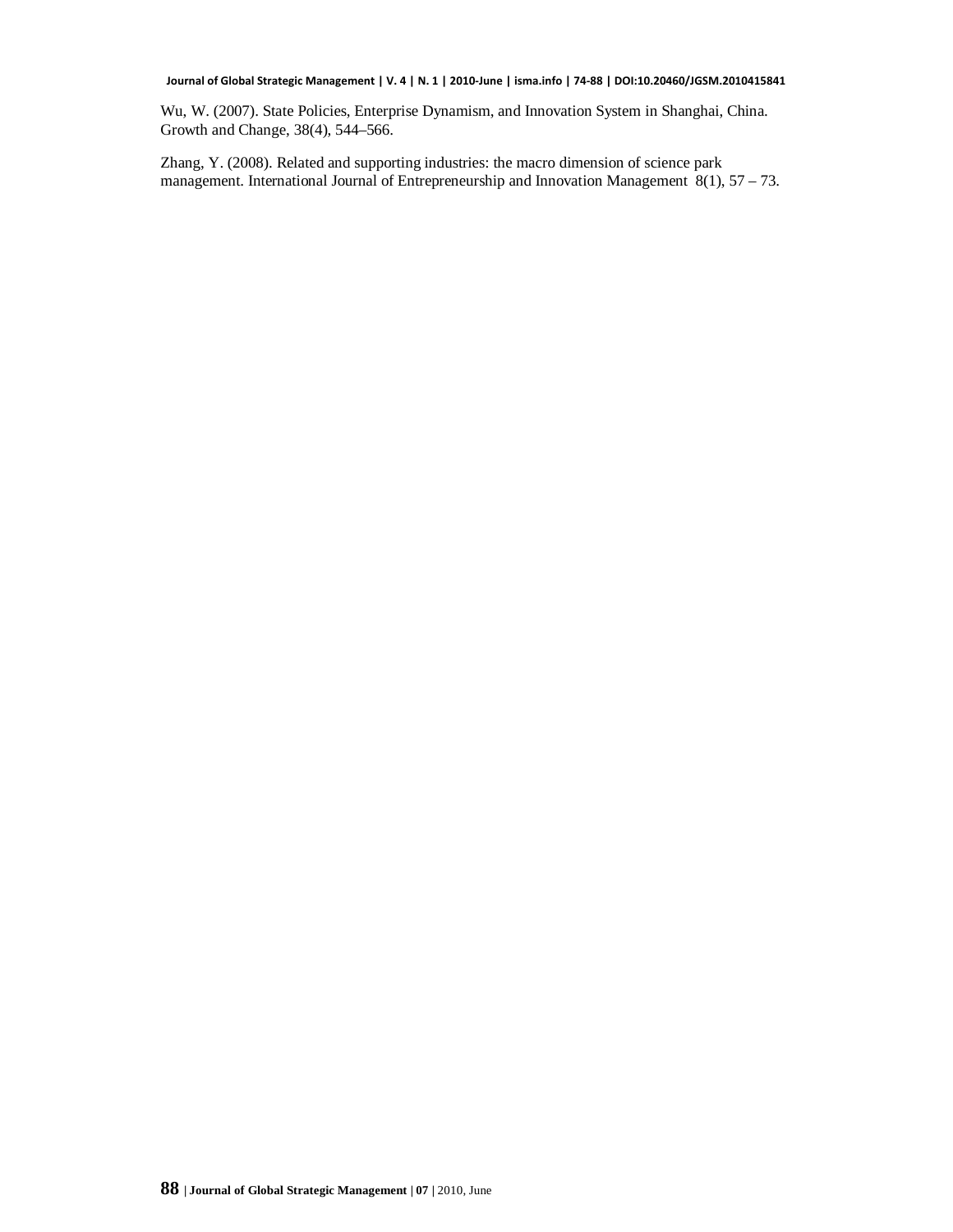Wu, W. (2007). State Policies, Enterprise Dynamism, and Innovation System in Shanghai, China. Growth and Change, 38(4), 544–566.

Zhang, Y. (2008). Related and supporting industries: the macro dimension of science park management. International Journal of Entrepreneurship and Innovation Management 8(1), 57 – 73.